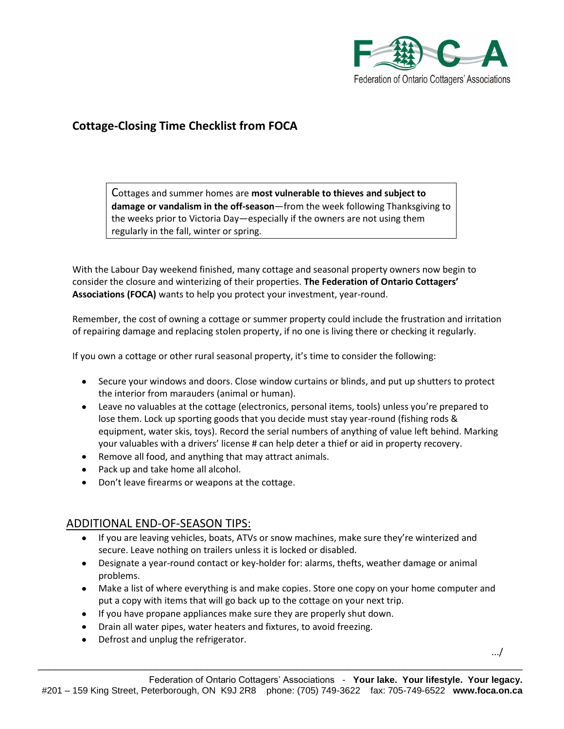Federation of Ontario Cottagers' Associations

## Cottage-Closing Time Checklist from FOCA

> Cottages and summer homes are **most vulnerable to thieves and subject to damage or vandalism in the off-season**—from the week following Thanksgiving to the weeks prior to Victoria Day—especially if the owners are not using them regularly in the fall, winter or spring.

With the Labour Day weekend finished, many cottage and seasonal property owners now begin to consider the closure and winterizing of their properties. **The Federation of Ontario Cottagers' Associations (FOCA)** wants to help you protect your investment, year-round.

Remember, the cost of owning a cottage or summer property could include the frustration and irritation of repairing damage and replacing stolen property, if no one is living there or checking it regularly.

If you own a cottage or other rural seasonal property, it's time to consider the following:

- Secure your windows and doors. Close window curtains or blinds, and put up shutters to protect the interior from marauders (animal or human).
- Leave no valuables at the cottage (electronics, personal items, tools) unless you're prepared to lose them. Lock up sporting goods that you decide must stay year-round (fishing rods & equipment, water skis, toys). Record the serial numbers of anything of value left behind. Marking your valuables with a drivers' license # can help deter a thief or aid in property recovery.
- Remove all food, and anything that may attract animals.
- Pack up and take home all alcohol.
- Don't leave firearms or weapons at the cottage.

### ADDITIONAL END-OF-SEASON TIPS:

- If you are leaving vehicles, boats, ATVs or snow machines, make sure they're winterized and secure. Leave nothing on trailers unless it is locked or disabled.
- Designate a year-round contact or key-holder for: alarms, thefts, weather damage or animal problems.
- Make a list of where everything is and make copies. Store one copy on your home computer and put a copy with items that will go back up to the cottage on your next trip.
- If you have propane appliances make sure they are properly shut down.
- Drain all water pipes, water heaters and fixtures, to avoid freezing.
- Defrost and unplug the refrigerator.

.../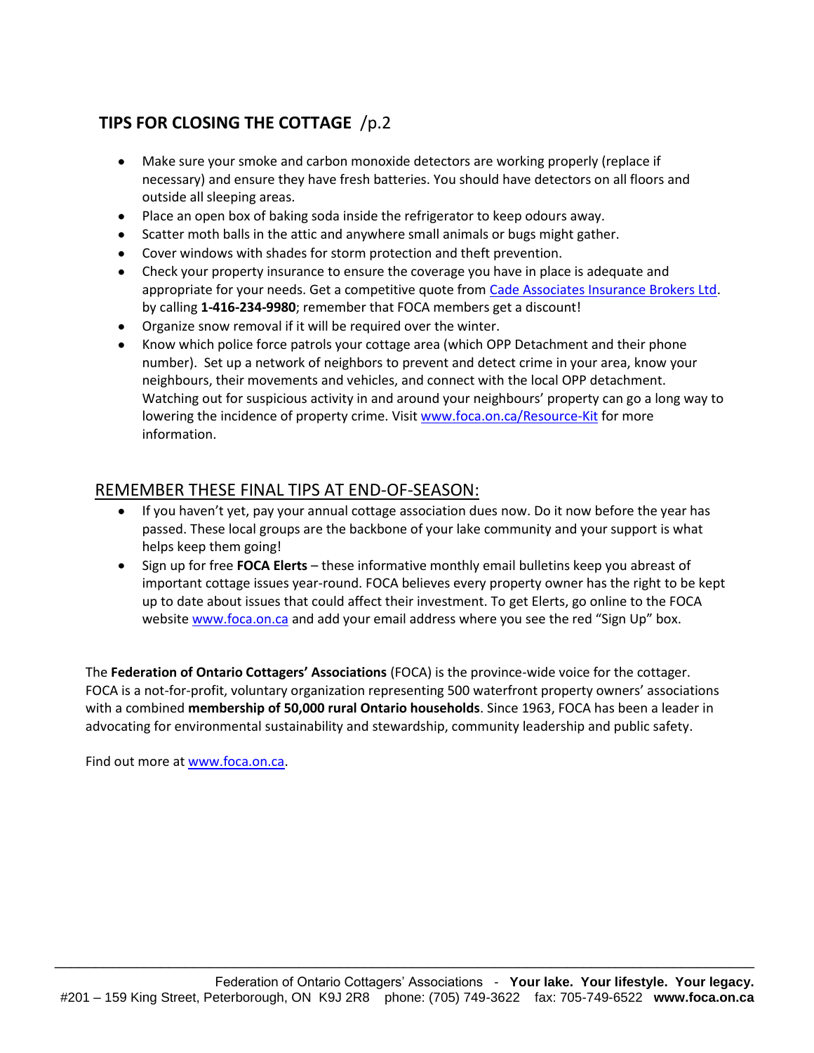## TIPS FOR CLOSING THE COTTAGE /p.2

- Make sure your smoke and carbon monoxide detectors are working properly (replace if necessary) and ensure they have fresh batteries. You should have detectors on all floors and outside all sleeping areas.
- Place an open box of baking soda inside the refrigerator to keep odours away.
- Scatter moth balls in the attic and anywhere small animals or bugs might gather.
- Cover windows with shades for storm protection and theft prevention.
- Check your property insurance to ensure the coverage you have in place is adequate and appropriate for your needs. Get a competitive quote from Cade Associates Insurance Brokers Ltd. by calling **1-416-234-9980**; remember that FOCA members get a discount!
- Organize snow removal if it will be required over the winter.
- Know which police force patrols your cottage area (which OPP Detachment and their phone number). Set up a network of neighbors to prevent and detect crime in your area, know your neighbours, their movements and vehicles, and connect with the local OPP detachment. Watching out for suspicious activity in and around your neighbours' property can go a long way to lowering the incidence of property crime. Visit www.foca.on.ca/Resource-Kit for more information.

## REMEMBER THESE FINAL TIPS AT END-OF-SEASON:

- If you haven't yet, pay your annual cottage association dues now. Do it now before the year has passed. These local groups are the backbone of your lake community and your support is what helps keep them going!
- Sign up for free **FOCA Elerts** – these informative monthly email bulletins keep you abreast of important cottage issues year-round. FOCA believes every property owner has the right to be kept up to date about issues that could affect their investment. To get Elerts, go online to the FOCA website www.foca.on.ca and add your email address where you see the red "Sign Up" box.

The **Federation of Ontario Cottagers' Associations** (FOCA) is the province-wide voice for the cottager. FOCA is a not-for-profit, voluntary organization representing 500 waterfront property owners' associations with a combined **membership of 50,000 rural Ontario households**. Since 1963, FOCA has been a leader in advocating for environmental sustainability and stewardship, community leadership and public safety.

Find out more at www.foca.on.ca.

Federation of Ontario Cottagers' Associations - **Your lake. Your lifestyle. Your legacy.**
#201 – 159 King Street, Peterborough, ON K9J 2R8 phone: (705) 749-3622 fax: 705-749-6522 **www.foca.on.ca**